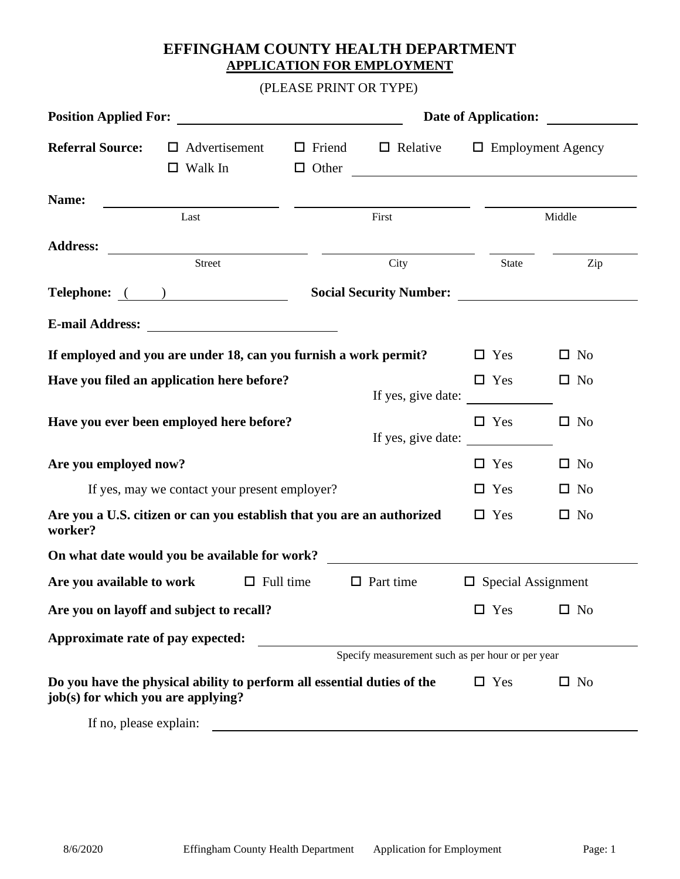# EFFINGHAM COUNTY HEALTH DEPARTMENT

## APPLICATION FOR EMPLOYMENT

(PLEASE PRINT OR TYPE)

**Position Applied For:** ______________________ **Date of Application:** __________

**Referral Source:** ☐ Advertisement ☐ Friend ☐ Relative ☐ Employment Agency
☐ Walk In ☐ Other ______________________

**Name:** ______________ ______________ ______________
Last First Middle

**Address:** ______________ ______________ ______ ______
Street City State Zip

**Telephone:** ( ) ______________ **Social Security Number:** ______________

**E-mail Address:** ______________________

**If employed and you are under 18, can you furnish a work permit?** ☐ Yes ☐ No

**Have you filed an application here before?** ☐ Yes ☐ No
If yes, give date: __________

**Have you ever been employed here before?** ☐ Yes ☐ No
If yes, give date: __________

**Are you employed now?** ☐ Yes ☐ No

If yes, may we contact your present employer? ☐ Yes ☐ No

**Are you a U.S. citizen or can you establish that you are an authorized worker?** ☐ Yes ☐ No

**On what date would you be available for work?** ______________________

**Are you available to work** ☐ Full time ☐ Part time ☐ Special Assignment

**Are you on layoff and subject to recall?** ☐ Yes ☐ No

**Approximate rate of pay expected:** ______________________
Specify measurement such as per hour or per year

**Do you have the physical ability to perform all essential duties of the job(s) for which you are applying?** ☐ Yes ☐ No

If no, please explain: ______________________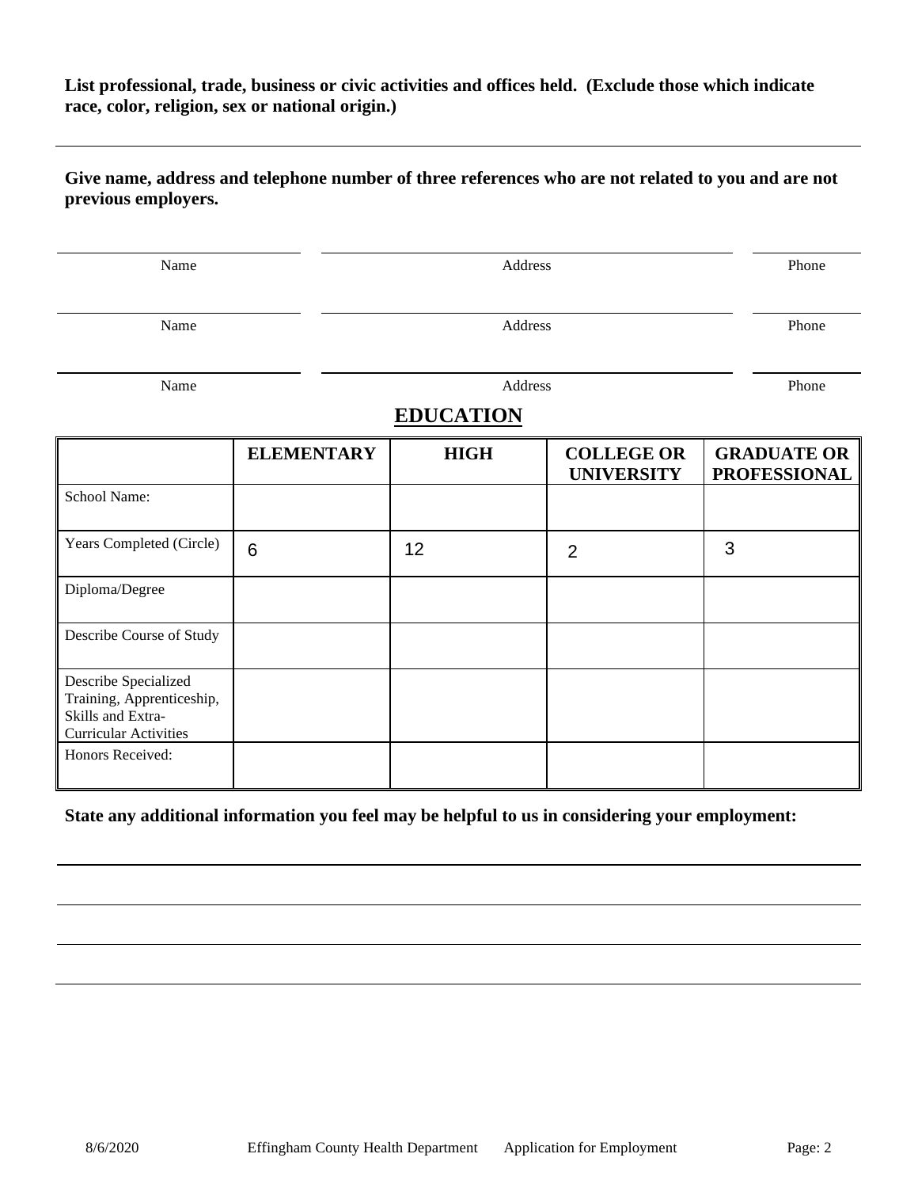**List professional, trade, business or civic activities and offices held. (Exclude those which indicate race, color, religion, sex or national origin.)**

---

**Give name, address and telephone number of three references who are not related to you and are not previous employers.**

| Name | Address | Phone |
|---|---|---|
| | | |
| | | |
| | | |

## EDUCATION

| | ELEMENTARY | HIGH | COLLEGE OR UNIVERSITY | GRADUATE OR PROFESSIONAL |
|---|---|---|---|---|
| School Name: | | | | |
| Years Completed (Circle) | 6 | 12 | 2 | 3 |
| Diploma/Degree | | | | |
| Describe Course of Study | | | | |
| Describe Specialized Training, Apprenticeship, Skills and Extra-Curricular Activities | | | | |
| Honors Received: | | | | |

**State any additional information you feel may be helpful to us in considering your employment:**

---

---

---

---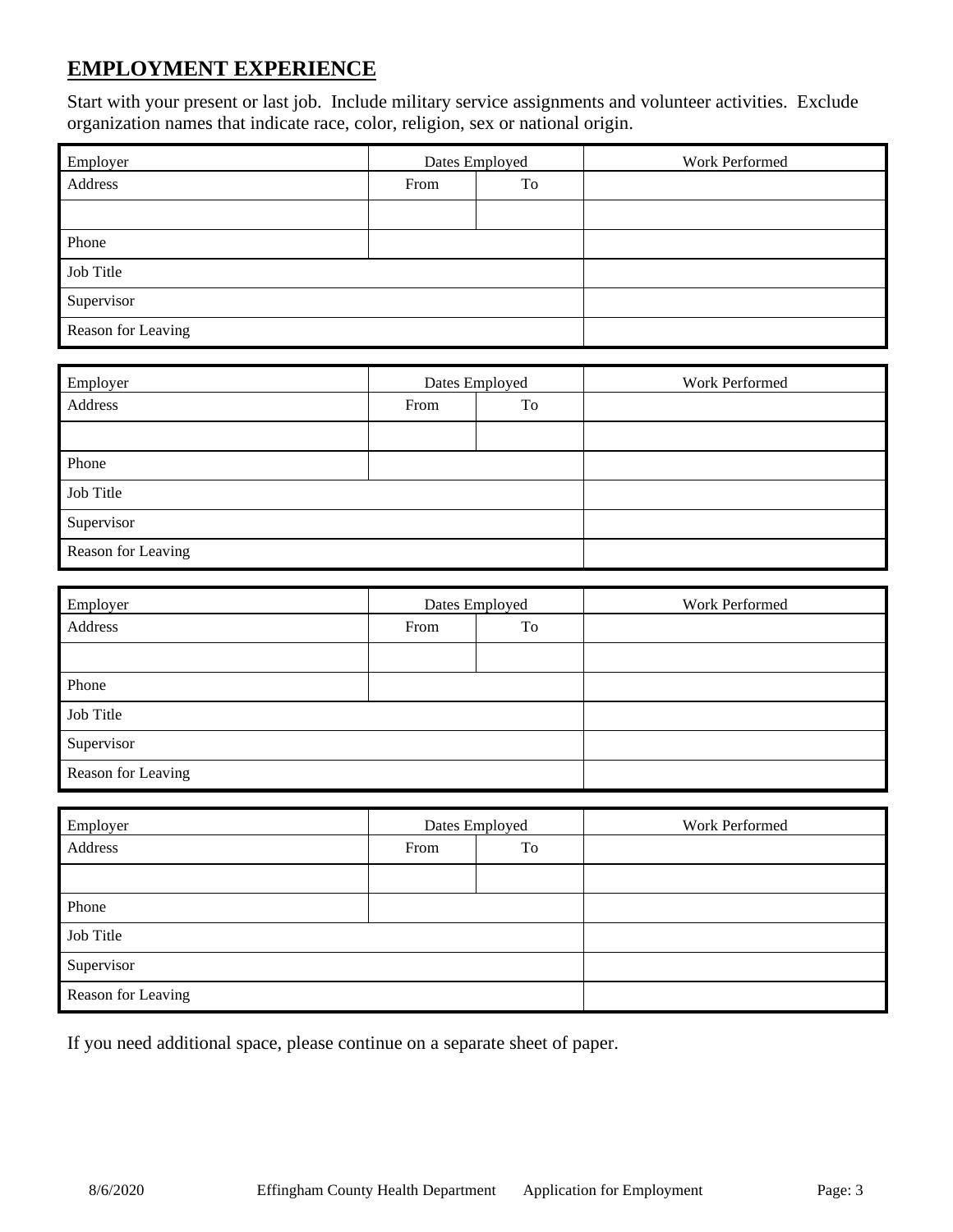## EMPLOYMENT EXPERIENCE

Start with your present or last job. Include military service assignments and volunteer activities. Exclude organization names that indicate race, color, religion, sex or national origin.

| Employer | Dates Employed | | Work Performed |
|---|---|---|---|
| Address | From | To | |
| | | | |
| Phone | | | |
| Job Title | | | |
| Supervisor | | | |
| Reason for Leaving | | | |

| Employer | Dates Employed | | Work Performed |
|---|---|---|---|
| Address | From | To | |
| | | | |
| Phone | | | |
| Job Title | | | |
| Supervisor | | | |
| Reason for Leaving | | | |

| Employer | Dates Employed | | Work Performed |
|---|---|---|---|
| Address | From | To | |
| | | | |
| Phone | | | |
| Job Title | | | |
| Supervisor | | | |
| Reason for Leaving | | | |

| Employer | Dates Employed | | Work Performed |
|---|---|---|---|
| Address | From | To | |
| | | | |
| Phone | | | |
| Job Title | | | |
| Supervisor | | | |
| Reason for Leaving | | | |

If you need additional space, please continue on a separate sheet of paper.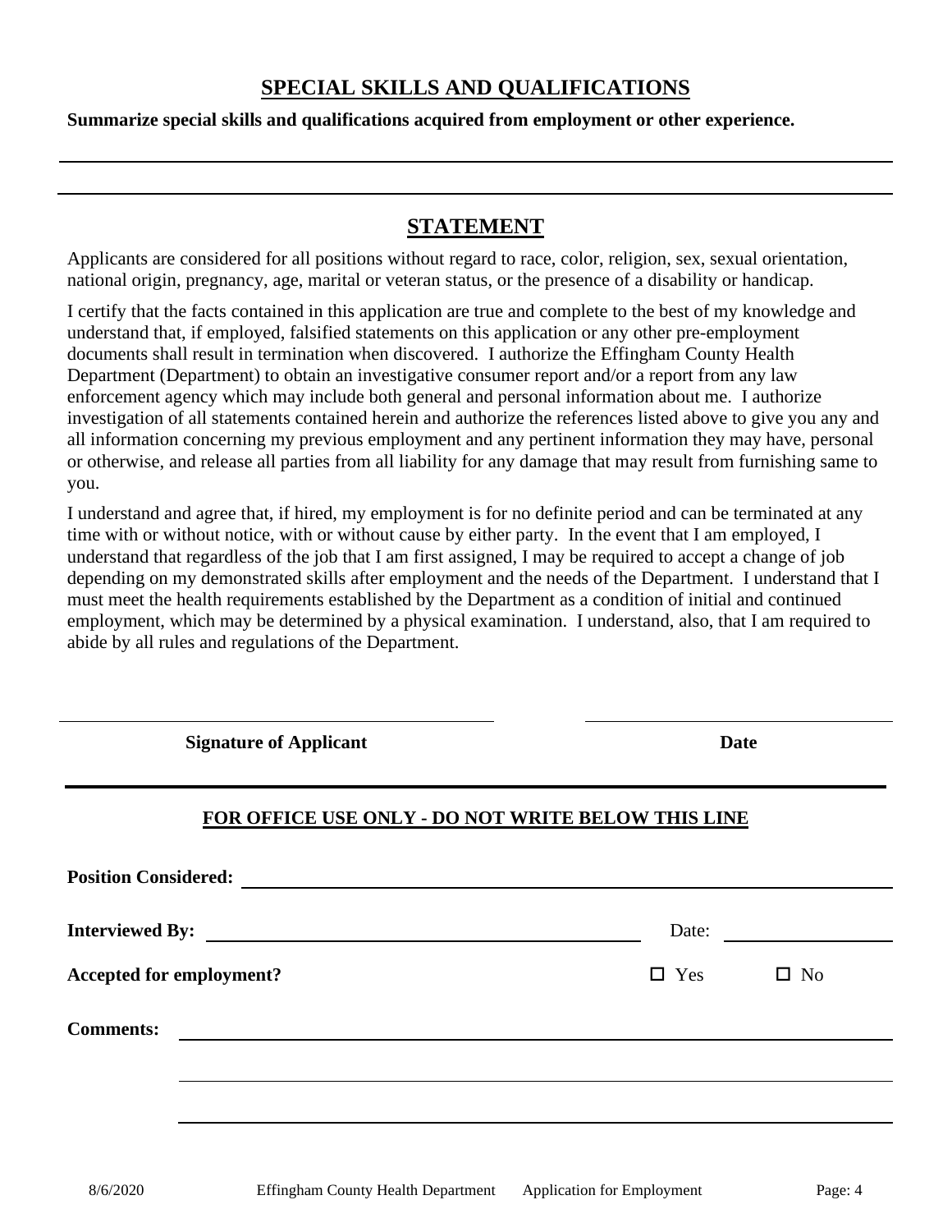## SPECIAL SKILLS AND QUALIFICATIONS

**Summarize special skills and qualifications acquired from employment or other experience.**

______________________________________________________________________

______________________________________________________________________

## STATEMENT

Applicants are considered for all positions without regard to race, color, religion, sex, sexual orientation, national origin, pregnancy, age, marital or veteran status, or the presence of a disability or handicap.

I certify that the facts contained in this application are true and complete to the best of my knowledge and understand that, if employed, falsified statements on this application or any other pre-employment documents shall result in termination when discovered. I authorize the Effingham County Health Department (Department) to obtain an investigative consumer report and/or a report from any law enforcement agency which may include both general and personal information about me. I authorize investigation of all statements contained herein and authorize the references listed above to give you any and all information concerning my previous employment and any pertinent information they may have, personal or otherwise, and release all parties from all liability for any damage that may result from furnishing same to you.

I understand and agree that, if hired, my employment is for no definite period and can be terminated at any time with or without notice, with or without cause by either party. In the event that I am employed, I understand that regardless of the job that I am first assigned, I may be required to accept a change of job depending on my demonstrated skills after employment and the needs of the Department. I understand that I must meet the health requirements established by the Department as a condition of initial and continued employment, which may be determined by a physical examination. I understand, also, that I am required to abide by all rules and regulations of the Department.

______________________________________ ______________________

**Signature of Applicant** **Date**

---

**FOR OFFICE USE ONLY - DO NOT WRITE BELOW THIS LINE**

**Position Considered:** ______________________________________________________

**Interviewed By:** ____________________________________ Date: ______________

**Accepted for employment?** ☐ Yes ☐ No

**Comments:** ______________________________________________________________

______________________________________________________________

______________________________________________________________